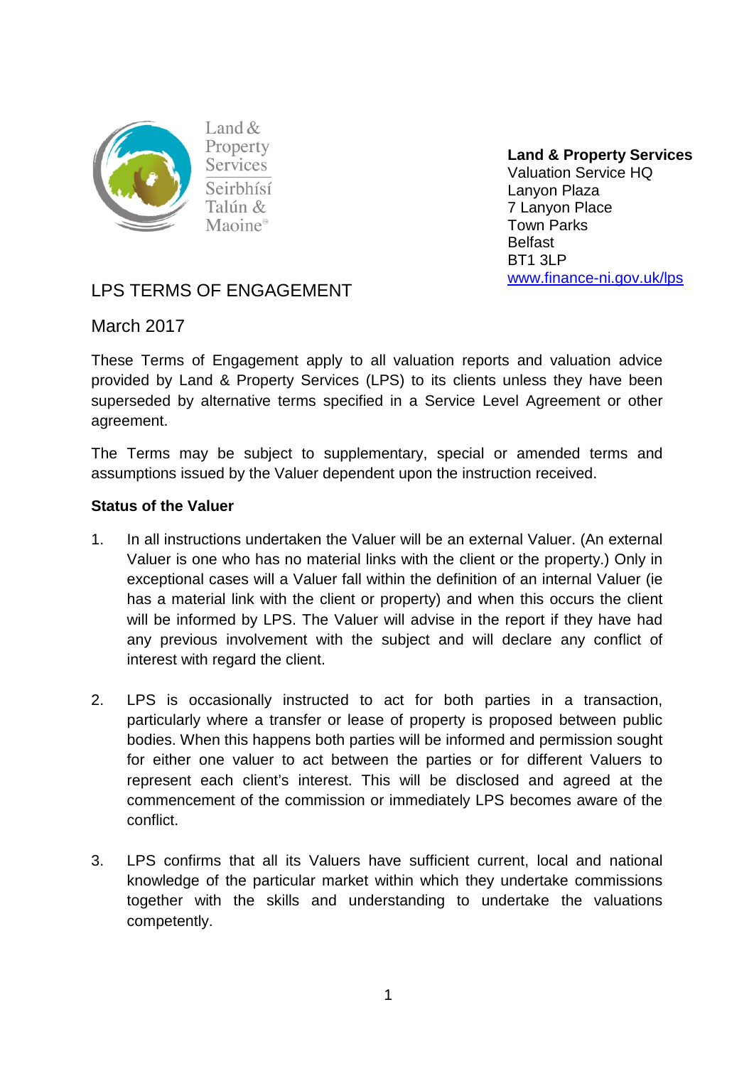Land & Property Services
Seirbhísí Talún & Maoine

**Land & Property Services**
Valuation Service HQ
Lanyon Plaza
7 Lanyon Place
Town Parks
Belfast
BT1 3LP
www.finance-ni.gov.uk/lps

# LPS TERMS OF ENGAGEMENT

March 2017

These Terms of Engagement apply to all valuation reports and valuation advice provided by Land & Property Services (LPS) to its clients unless they have been superseded by alternative terms specified in a Service Level Agreement or other agreement.

The Terms may be subject to supplementary, special or amended terms and assumptions issued by the Valuer dependent upon the instruction received.

**Status of the Valuer**

1. In all instructions undertaken the Valuer will be an external Valuer. (An external Valuer is one who has no material links with the client or the property.) Only in exceptional cases will a Valuer fall within the definition of an internal Valuer (ie has a material link with the client or property) and when this occurs the client will be informed by LPS. The Valuer will advise in the report if they have had any previous involvement with the subject and will declare any conflict of interest with regard the client.

2. LPS is occasionally instructed to act for both parties in a transaction, particularly where a transfer or lease of property is proposed between public bodies. When this happens both parties will be informed and permission sought for either one valuer to act between the parties or for different Valuers to represent each client's interest. This will be disclosed and agreed at the commencement of the commission or immediately LPS becomes aware of the conflict.

3. LPS confirms that all its Valuers have sufficient current, local and national knowledge of the particular market within which they undertake commissions together with the skills and understanding to undertake the valuations competently.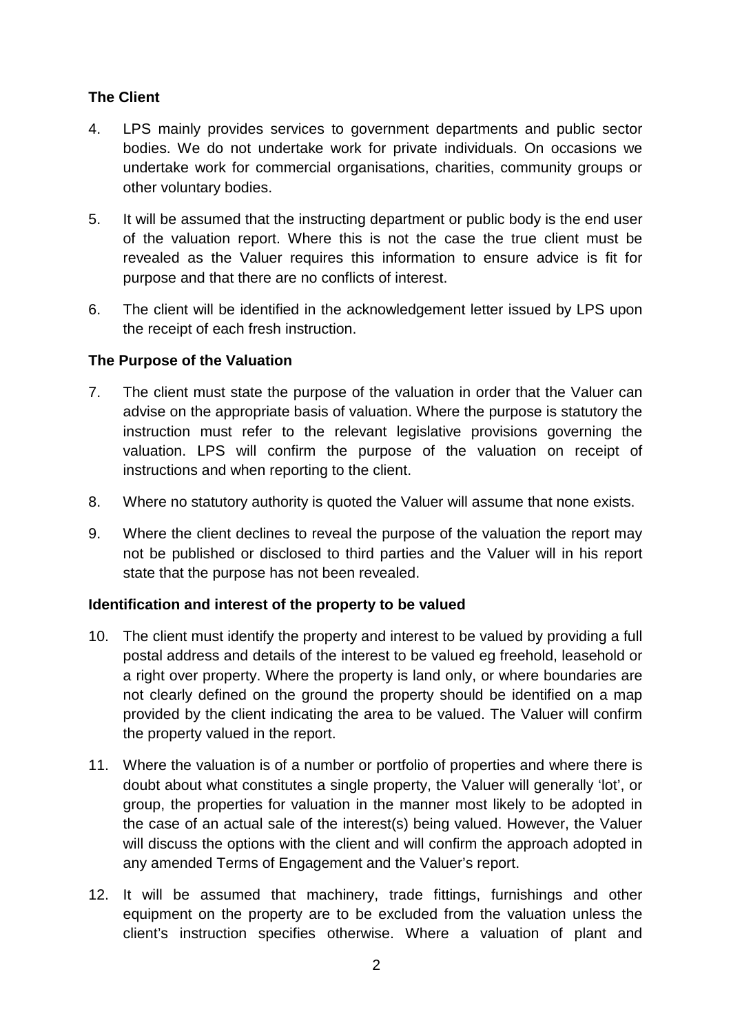**The Client**

4. LPS mainly provides services to government departments and public sector bodies. We do not undertake work for private individuals. On occasions we undertake work for commercial organisations, charities, community groups or other voluntary bodies.

5. It will be assumed that the instructing department or public body is the end user of the valuation report. Where this is not the case the true client must be revealed as the Valuer requires this information to ensure advice is fit for purpose and that there are no conflicts of interest.

6. The client will be identified in the acknowledgement letter issued by LPS upon the receipt of each fresh instruction.

**The Purpose of the Valuation**

7. The client must state the purpose of the valuation in order that the Valuer can advise on the appropriate basis of valuation. Where the purpose is statutory the instruction must refer to the relevant legislative provisions governing the valuation. LPS will confirm the purpose of the valuation on receipt of instructions and when reporting to the client.

8. Where no statutory authority is quoted the Valuer will assume that none exists.

9. Where the client declines to reveal the purpose of the valuation the report may not be published or disclosed to third parties and the Valuer will in his report state that the purpose has not been revealed.

**Identification and interest of the property to be valued**

10. The client must identify the property and interest to be valued by providing a full postal address and details of the interest to be valued eg freehold, leasehold or a right over property. Where the property is land only, or where boundaries are not clearly defined on the ground the property should be identified on a map provided by the client indicating the area to be valued. The Valuer will confirm the property valued in the report.

11. Where the valuation is of a number or portfolio of properties and where there is doubt about what constitutes a single property, the Valuer will generally 'lot', or group, the properties for valuation in the manner most likely to be adopted in the case of an actual sale of the interest(s) being valued. However, the Valuer will discuss the options with the client and will confirm the approach adopted in any amended Terms of Engagement and the Valuer's report.

12. It will be assumed that machinery, trade fittings, furnishings and other equipment on the property are to be excluded from the valuation unless the client's instruction specifies otherwise. Where a valuation of plant and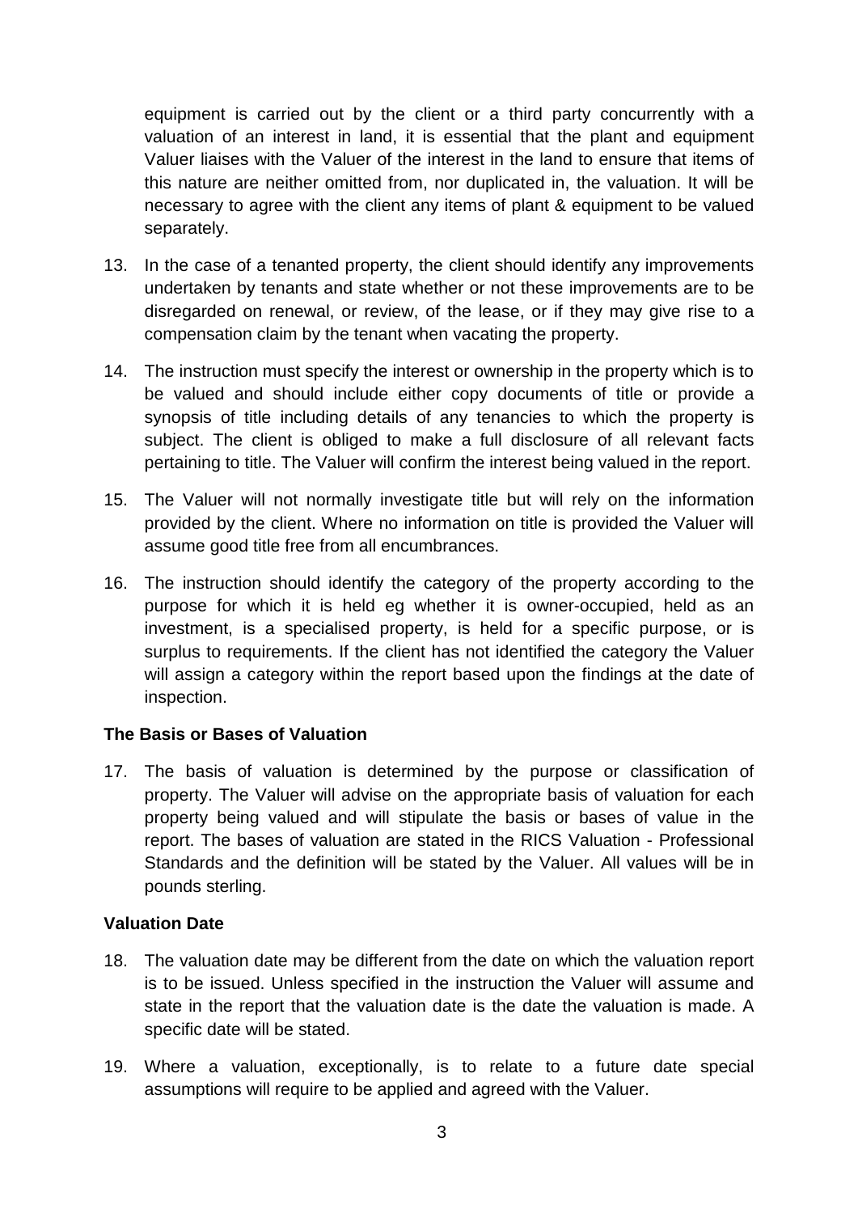equipment is carried out by the client or a third party concurrently with a valuation of an interest in land, it is essential that the plant and equipment Valuer liaises with the Valuer of the interest in the land to ensure that items of this nature are neither omitted from, nor duplicated in, the valuation. It will be necessary to agree with the client any items of plant & equipment to be valued separately.

13. In the case of a tenanted property, the client should identify any improvements undertaken by tenants and state whether or not these improvements are to be disregarded on renewal, or review, of the lease, or if they may give rise to a compensation claim by the tenant when vacating the property.

14. The instruction must specify the interest or ownership in the property which is to be valued and should include either copy documents of title or provide a synopsis of title including details of any tenancies to which the property is subject. The client is obliged to make a full disclosure of all relevant facts pertaining to title. The Valuer will confirm the interest being valued in the report.

15. The Valuer will not normally investigate title but will rely on the information provided by the client. Where no information on title is provided the Valuer will assume good title free from all encumbrances.

16. The instruction should identify the category of the property according to the purpose for which it is held eg whether it is owner-occupied, held as an investment, is a specialised property, is held for a specific purpose, or is surplus to requirements. If the client has not identified the category the Valuer will assign a category within the report based upon the findings at the date of inspection.

**The Basis or Bases of Valuation**

17. The basis of valuation is determined by the purpose or classification of property. The Valuer will advise on the appropriate basis of valuation for each property being valued and will stipulate the basis or bases of value in the report. The bases of valuation are stated in the RICS Valuation - Professional Standards and the definition will be stated by the Valuer. All values will be in pounds sterling.

**Valuation Date**

18. The valuation date may be different from the date on which the valuation report is to be issued. Unless specified in the instruction the Valuer will assume and state in the report that the valuation date is the date the valuation is made. A specific date will be stated.

19. Where a valuation, exceptionally, is to relate to a future date special assumptions will require to be applied and agreed with the Valuer.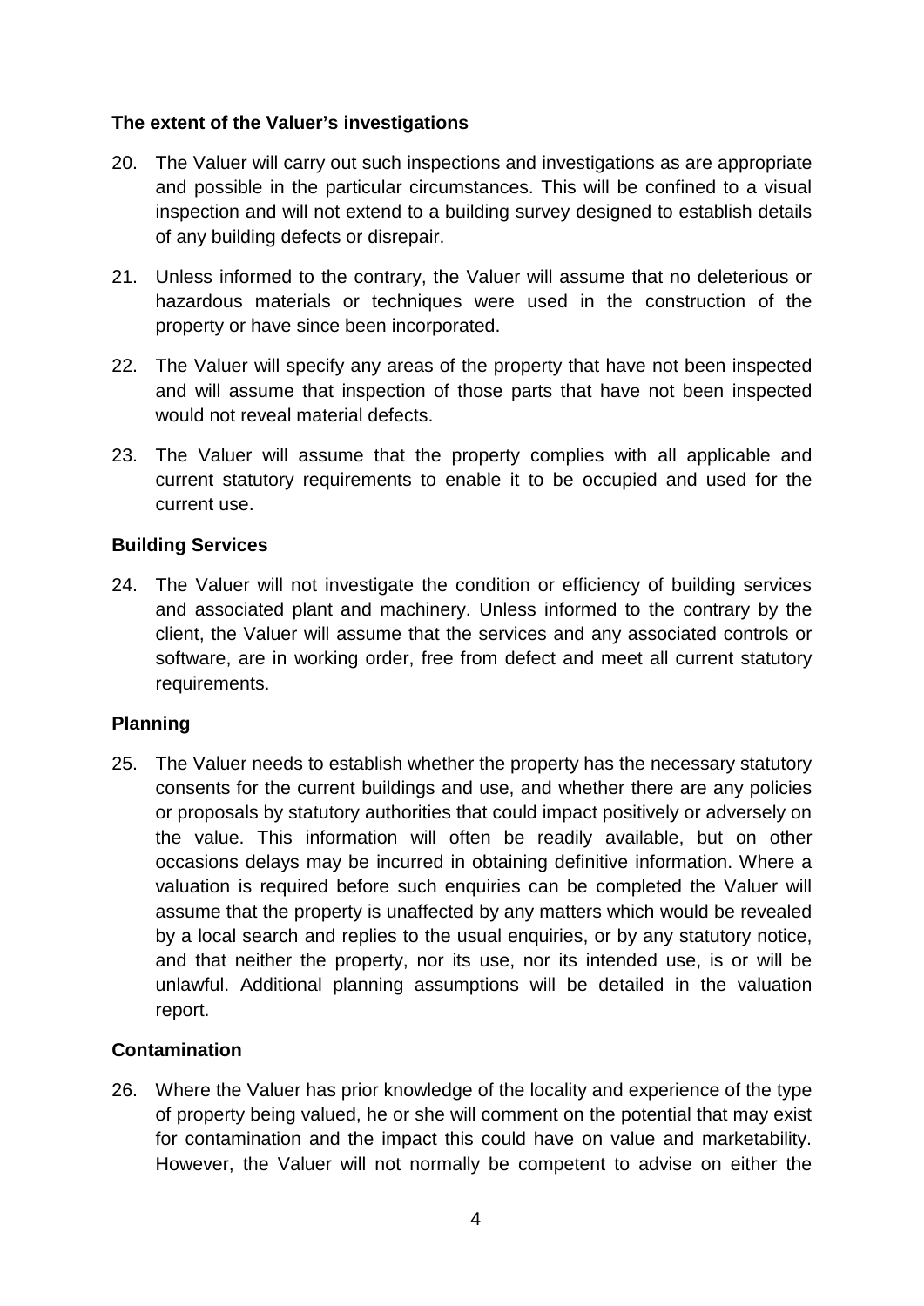**The extent of the Valuer's investigations**

20. The Valuer will carry out such inspections and investigations as are appropriate and possible in the particular circumstances. This will be confined to a visual inspection and will not extend to a building survey designed to establish details of any building defects or disrepair.

21. Unless informed to the contrary, the Valuer will assume that no deleterious or hazardous materials or techniques were used in the construction of the property or have since been incorporated.

22. The Valuer will specify any areas of the property that have not been inspected and will assume that inspection of those parts that have not been inspected would not reveal material defects.

23. The Valuer will assume that the property complies with all applicable and current statutory requirements to enable it to be occupied and used for the current use.

**Building Services**

24. The Valuer will not investigate the condition or efficiency of building services and associated plant and machinery. Unless informed to the contrary by the client, the Valuer will assume that the services and any associated controls or software, are in working order, free from defect and meet all current statutory requirements.

**Planning**

25. The Valuer needs to establish whether the property has the necessary statutory consents for the current buildings and use, and whether there are any policies or proposals by statutory authorities that could impact positively or adversely on the value. This information will often be readily available, but on other occasions delays may be incurred in obtaining definitive information. Where a valuation is required before such enquiries can be completed the Valuer will assume that the property is unaffected by any matters which would be revealed by a local search and replies to the usual enquiries, or by any statutory notice, and that neither the property, nor its use, nor its intended use, is or will be unlawful. Additional planning assumptions will be detailed in the valuation report.

**Contamination**

26. Where the Valuer has prior knowledge of the locality and experience of the type of property being valued, he or she will comment on the potential that may exist for contamination and the impact this could have on value and marketability. However, the Valuer will not normally be competent to advise on either the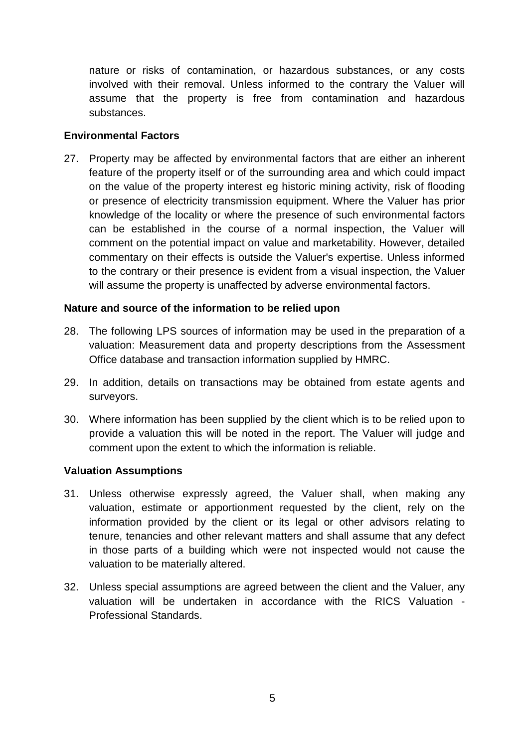nature or risks of contamination, or hazardous substances, or any costs involved with their removal. Unless informed to the contrary the Valuer will assume that the property is free from contamination and hazardous substances.

**Environmental Factors**

27. Property may be affected by environmental factors that are either an inherent feature of the property itself or of the surrounding area and which could impact on the value of the property interest eg historic mining activity, risk of flooding or presence of electricity transmission equipment. Where the Valuer has prior knowledge of the locality or where the presence of such environmental factors can be established in the course of a normal inspection, the Valuer will comment on the potential impact on value and marketability. However, detailed commentary on their effects is outside the Valuer's expertise. Unless informed to the contrary or their presence is evident from a visual inspection, the Valuer will assume the property is unaffected by adverse environmental factors.

**Nature and source of the information to be relied upon**

28. The following LPS sources of information may be used in the preparation of a valuation: Measurement data and property descriptions from the Assessment Office database and transaction information supplied by HMRC.

29. In addition, details on transactions may be obtained from estate agents and surveyors.

30. Where information has been supplied by the client which is to be relied upon to provide a valuation this will be noted in the report. The Valuer will judge and comment upon the extent to which the information is reliable.

**Valuation Assumptions**

31. Unless otherwise expressly agreed, the Valuer shall, when making any valuation, estimate or apportionment requested by the client, rely on the information provided by the client or its legal or other advisors relating to tenure, tenancies and other relevant matters and shall assume that any defect in those parts of a building which were not inspected would not cause the valuation to be materially altered.

32. Unless special assumptions are agreed between the client and the Valuer, any valuation will be undertaken in accordance with the RICS Valuation - Professional Standards.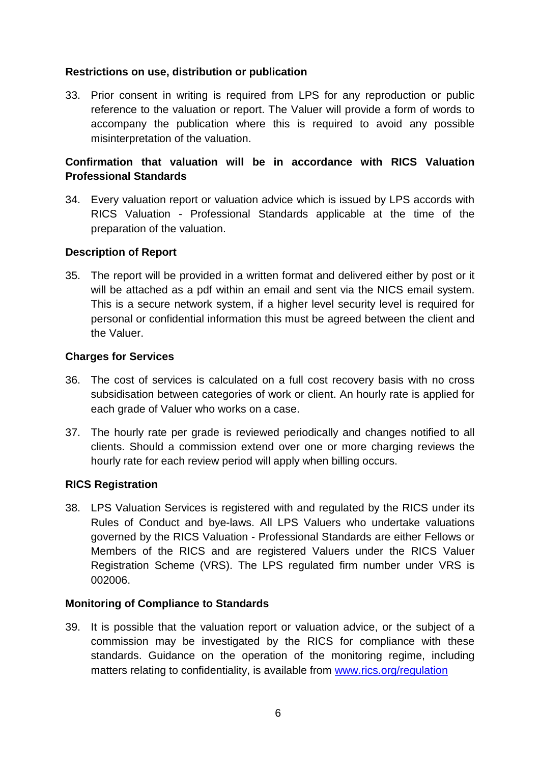**Restrictions on use, distribution or publication**

33. Prior consent in writing is required from LPS for any reproduction or public reference to the valuation or report. The Valuer will provide a form of words to accompany the publication where this is required to avoid any possible misinterpretation of the valuation.

**Confirmation that valuation will be in accordance with RICS Valuation Professional Standards**

34. Every valuation report or valuation advice which is issued by LPS accords with RICS Valuation - Professional Standards applicable at the time of the preparation of the valuation.

**Description of Report**

35. The report will be provided in a written format and delivered either by post or it will be attached as a pdf within an email and sent via the NICS email system. This is a secure network system, if a higher level security level is required for personal or confidential information this must be agreed between the client and the Valuer.

**Charges for Services**

36. The cost of services is calculated on a full cost recovery basis with no cross subsidisation between categories of work or client. An hourly rate is applied for each grade of Valuer who works on a case.

37. The hourly rate per grade is reviewed periodically and changes notified to all clients. Should a commission extend over one or more charging reviews the hourly rate for each review period will apply when billing occurs.

**RICS Registration**

38. LPS Valuation Services is registered with and regulated by the RICS under its Rules of Conduct and bye-laws. All LPS Valuers who undertake valuations governed by the RICS Valuation - Professional Standards are either Fellows or Members of the RICS and are registered Valuers under the RICS Valuer Registration Scheme (VRS). The LPS regulated firm number under VRS is 002006.

**Monitoring of Compliance to Standards**

39. It is possible that the valuation report or valuation advice, or the subject of a commission may be investigated by the RICS for compliance with these standards. Guidance on the operation of the monitoring regime, including matters relating to confidentiality, is available from [www.rics.org/regulation](www.rics.org/regulation)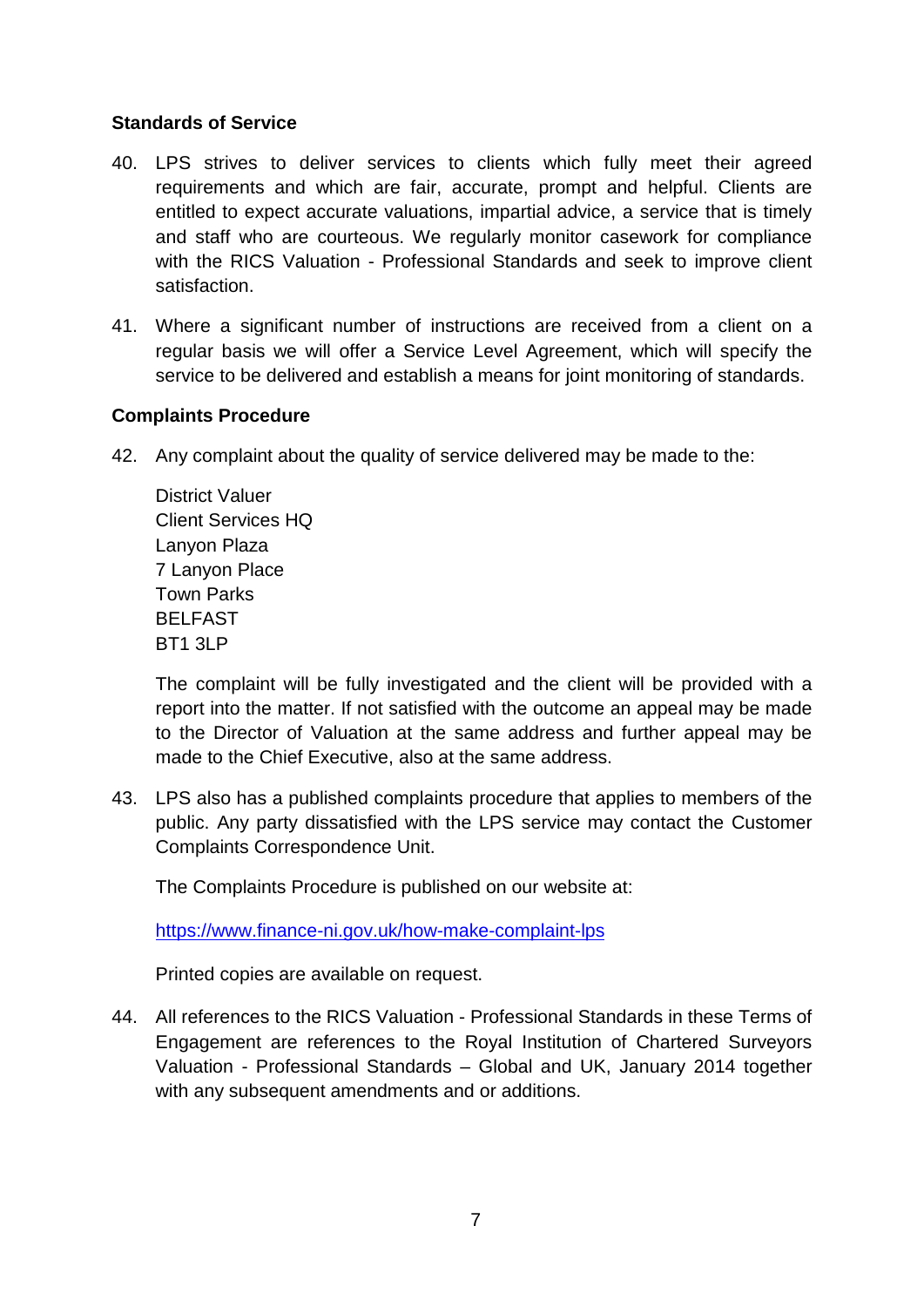**Standards of Service**

40. LPS strives to deliver services to clients which fully meet their agreed requirements and which are fair, accurate, prompt and helpful. Clients are entitled to expect accurate valuations, impartial advice, a service that is timely and staff who are courteous. We regularly monitor casework for compliance with the RICS Valuation - Professional Standards and seek to improve client satisfaction.

41. Where a significant number of instructions are received from a client on a regular basis we will offer a Service Level Agreement, which will specify the service to be delivered and establish a means for joint monitoring of standards.

**Complaints Procedure**

42. Any complaint about the quality of service delivered may be made to the:

    District Valuer
    Client Services HQ
    Lanyon Plaza
    7 Lanyon Place
    Town Parks
    BELFAST
    BT1 3LP

    The complaint will be fully investigated and the client will be provided with a report into the matter. If not satisfied with the outcome an appeal may be made to the Director of Valuation at the same address and further appeal may be made to the Chief Executive, also at the same address.

43. LPS also has a published complaints procedure that applies to members of the public. Any party dissatisfied with the LPS service may contact the Customer Complaints Correspondence Unit.

    The Complaints Procedure is published on our website at:

    https://www.finance-ni.gov.uk/how-make-complaint-lps

    Printed copies are available on request.

44. All references to the RICS Valuation - Professional Standards in these Terms of Engagement are references to the Royal Institution of Chartered Surveyors Valuation - Professional Standards – Global and UK, January 2014 together with any subsequent amendments and or additions.